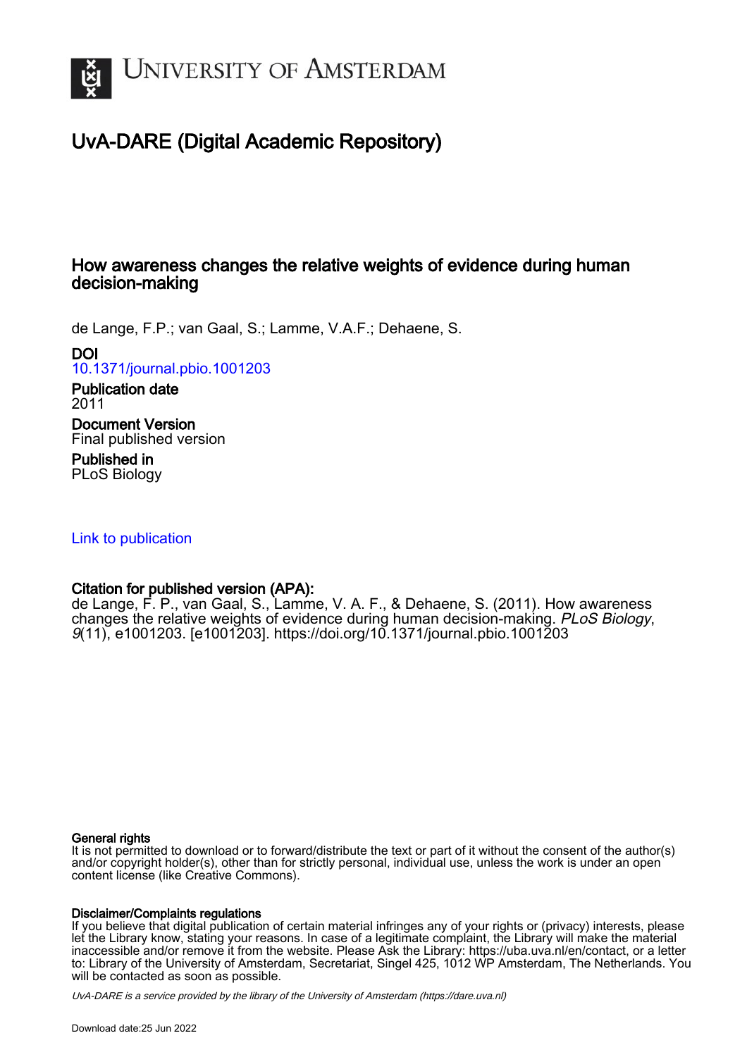# UvA-DARE (Digital Academic Repository)

## How awareness changes the relative weights of evidence during human decision-making

de Lange, F.P.; van Gaal, S.; Lamme, V.A.F.; Dehaene, S.

**DOI**
10.1371/journal.pbio.1001203

**Publication date**
2011

**Document Version**
Final published version

**Published in**
PLoS Biology

Link to publication

**Citation for published version (APA):**
de Lange, F. P., van Gaal, S., Lamme, V. A. F., & Dehaene, S. (2011). How awareness changes the relative weights of evidence during human decision-making. *PLoS Biology*, *9*(11), e1001203. [e1001203]. https://doi.org/10.1371/journal.pbio.1001203

**General rights**
It is not permitted to download or to forward/distribute the text or part of it without the consent of the author(s) and/or copyright holder(s), other than for strictly personal, individual use, unless the work is under an open content license (like Creative Commons).

**Disclaimer/Complaints regulations**
If you believe that digital publication of certain material infringes any of your rights or (privacy) interests, please let the Library know, stating your reasons. In case of a legitimate complaint, the Library will make the material inaccessible and/or remove it from the website. Please Ask the Library: https://uba.uva.nl/en/contact, or a letter to: Library of the University of Amsterdam, Secretariat, Singel 425, 1012 WP Amsterdam, The Netherlands. You will be contacted as soon as possible.

*UvA-DARE is a service provided by the library of the University of Amsterdam (https://dare.uva.nl)*

Download date:25 Jun 2022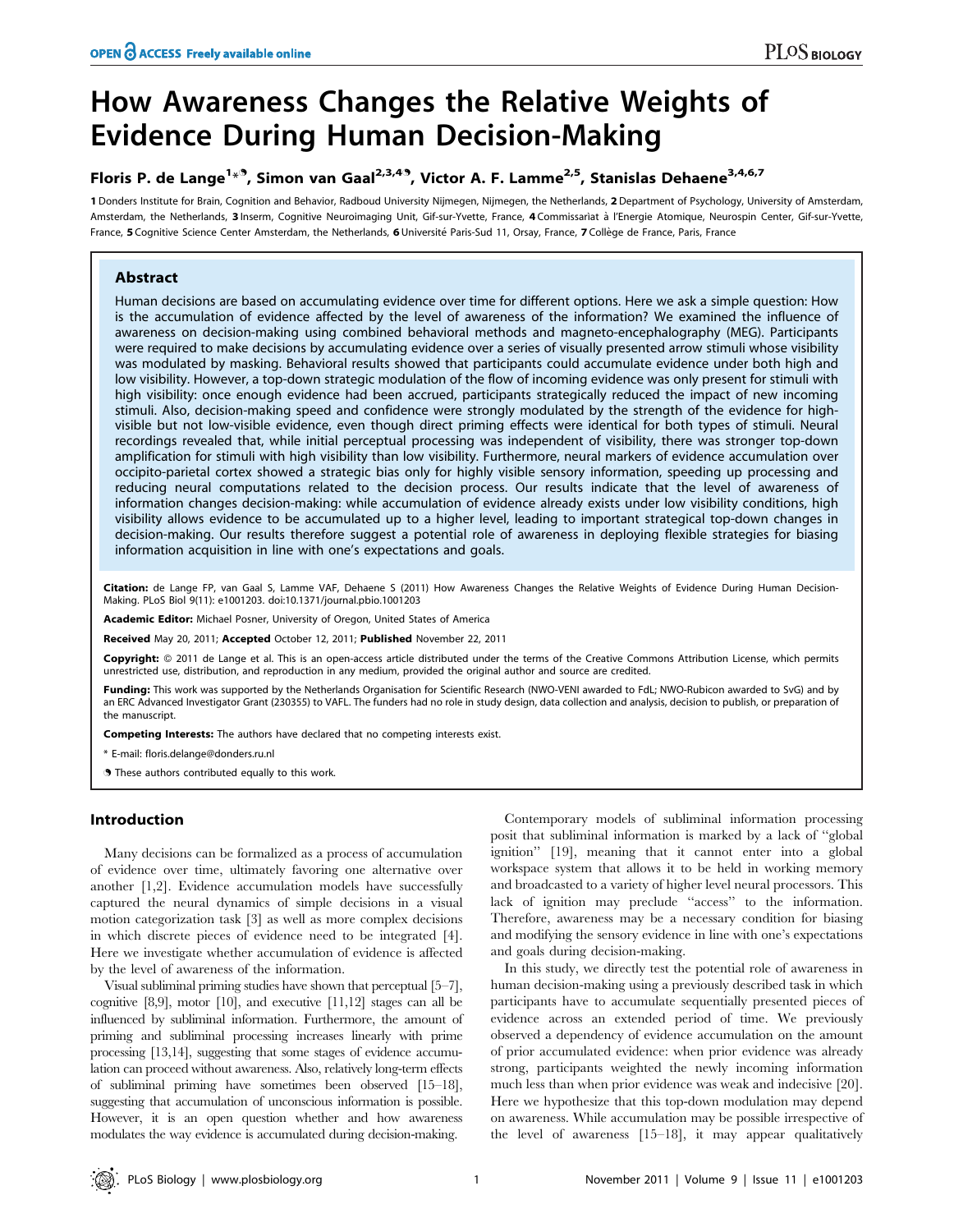# How Awareness Changes the Relative Weights of Evidence During Human Decision-Making

**Floris P. de Lange[1]*, Simon van Gaal[2,3,4], Victor A. F. Lamme[2,5], Stanislas Dehaene[3,4,6,7]**

1 Donders Institute for Brain, Cognition and Behavior, Radboud University Nijmegen, Nijmegen, the Netherlands, 2 Department of Psychology, University of Amsterdam, Amsterdam, the Netherlands, 3 Inserm, Cognitive Neuroimaging Unit, Gif-sur-Yvette, France, 4 Commissariat à l'Energie Atomique, Neurospin Center, Gif-sur-Yvette, France, 5 Cognitive Science Center Amsterdam, the Netherlands, 6 Université Paris-Sud 11, Orsay, France, 7 Collège de France, Paris, France

## Abstract

Human decisions are based on accumulating evidence over time for different options. Here we ask a simple question: How is the accumulation of evidence affected by the level of awareness of the information? We examined the influence of awareness on decision-making using combined behavioral methods and magneto-encephalography (MEG). Participants were required to make decisions by accumulating evidence over a series of visually presented arrow stimuli whose visibility was modulated by masking. Behavioral results showed that participants could accumulate evidence under both high and low visibility. However, a top-down strategic modulation of the flow of incoming evidence was only present for stimuli with high visibility: once enough evidence had been accrued, participants strategically reduced the impact of new incoming stimuli. Also, decision-making speed and confidence were strongly modulated by the strength of the evidence for high-visible but not low-visible evidence, even though direct priming effects were identical for both types of stimuli. Neural recordings revealed that, while initial perceptual processing was independent of visibility, there was stronger top-down amplification for stimuli with high visibility than low visibility. Furthermore, neural markers of evidence accumulation over occipito-parietal cortex showed a strategic bias only for highly visible sensory information, speeding up processing and reducing neural computations related to the decision process. Our results indicate that the level of awareness of information changes decision-making: while accumulation of evidence already exists under low visibility conditions, high visibility allows evidence to be accumulated up to a higher level, leading to important strategical top-down changes in decision-making. Our results therefore suggest a potential role of awareness in deploying flexible strategies for biasing information acquisition in line with one's expectations and goals.

**Citation:** de Lange FP, van Gaal S, Lamme VAF, Dehaene S (2011) How Awareness Changes the Relative Weights of Evidence During Human Decision-Making. PLoS Biol 9(11): e1001203. doi:10.1371/journal.pbio.1001203

**Academic Editor:** Michael Posner, University of Oregon, United States of America

**Received** May 20, 2011; **Accepted** October 12, 2011; **Published** November 22, 2011

**Copyright:** © 2011 de Lange et al. This is an open-access article distributed under the terms of the Creative Commons Attribution License, which permits unrestricted use, distribution, and reproduction in any medium, provided the original author and source are credited.

**Funding:** This work was supported by the Netherlands Organisation for Scientific Research (NWO-VENI awarded to FdL; NWO-Rubicon awarded to SvG) and by an ERC Advanced Investigator Grant (230355) to VAFL. The funders had no role in study design, data collection and analysis, decision to publish, or preparation of the manuscript.

**Competing Interests:** The authors have declared that no competing interests exist.

* E-mail: floris.delange@donders.ru.nl

These authors contributed equally to this work.

## Introduction

Many decisions can be formalized as a process of accumulation of evidence over time, ultimately favoring one alternative over another [1,2]. Evidence accumulation models have successfully captured the neural dynamics of simple decisions in a visual motion categorization task [3] as well as more complex decisions in which discrete pieces of evidence need to be integrated [4]. Here we investigate whether accumulation of evidence is affected by the level of awareness of the information.

Visual subliminal priming studies have shown that perceptual [5–7], cognitive [8,9], motor [10], and executive [11,12] stages can all be influenced by subliminal information. Furthermore, the amount of priming and subliminal processing increases linearly with prime processing [13,14], suggesting that some stages of evidence accumulation can proceed without awareness. Also, relatively long-term effects of subliminal priming have sometimes been observed [15–18], suggesting that accumulation of unconscious information is possible. However, it is an open question whether and how awareness modulates the way evidence is accumulated during decision-making.

Contemporary models of subliminal information processing posit that subliminal information is marked by a lack of "global ignition" [19], meaning that it cannot enter into a global workspace system that allows it to be held in working memory and broadcasted to a variety of higher level neural processors. This lack of ignition may preclude "access" to the information. Therefore, awareness may be a necessary condition for biasing and modifying the sensory evidence in line with one's expectations and goals during decision-making.

In this study, we directly test the potential role of awareness in human decision-making using a previously described task in which participants have to accumulate sequentially presented pieces of evidence across an extended period of time. We previously observed a dependency of evidence accumulation on the amount of prior accumulated evidence: when prior evidence was already strong, participants weighted the newly incoming information much less than when prior evidence was weak and indecisive [20]. Here we hypothesize that this top-down modulation may depend on awareness. While accumulation may be possible irrespective of the level of awareness [15–18], it may appear qualitatively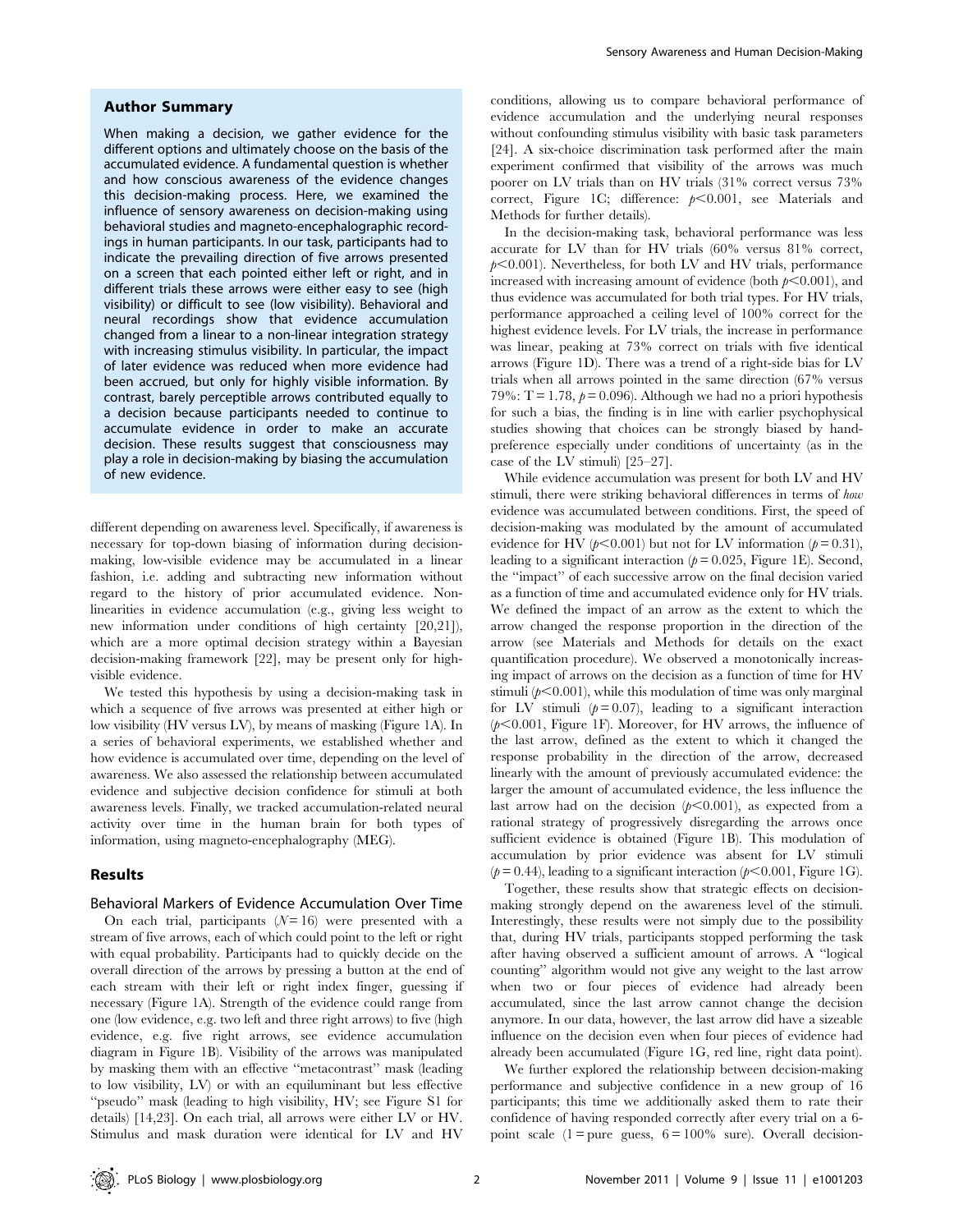## Author Summary

When making a decision, we gather evidence for the different options and ultimately choose on the basis of the accumulated evidence. A fundamental question is whether and how conscious awareness of the evidence changes this decision-making process. Here, we examined the influence of sensory awareness on decision-making using behavioral studies and magneto-encephalographic recordings in human participants. In our task, participants had to indicate the prevailing direction of five arrows presented on a screen that each pointed either left or right, and in different trials these arrows were either easy to see (high visibility) or difficult to see (low visibility). Behavioral and neural recordings show that evidence accumulation changed from a linear to a non-linear integration strategy with increasing stimulus visibility. In particular, the impact of later evidence was reduced when more evidence had been accrued, but only for highly visible information. By contrast, barely perceptible arrows contributed equally to a decision because participants needed to continue to accumulate evidence in order to make an accurate decision. These results suggest that consciousness may play a role in decision-making by biasing the accumulation of new evidence.

different depending on awareness level. Specifically, if awareness is necessary for top-down biasing of information during decision-making, low-visible evidence may be accumulated in a linear fashion, i.e. adding and subtracting new information without regard to the history of prior accumulated evidence. Non-linearities in evidence accumulation (e.g., giving less weight to new information under conditions of high certainty [20,21]), which are a more optimal decision strategy within a Bayesian decision-making framework [22], may be present only for high-visible evidence.

We tested this hypothesis by using a decision-making task in which a sequence of five arrows was presented at either high or low visibility (HV versus LV), by means of masking (Figure 1A). In a series of behavioral experiments, we established whether and how evidence is accumulated over time, depending on the level of awareness. We also assessed the relationship between accumulated evidence and subjective decision confidence for stimuli at both awareness levels. Finally, we tracked accumulation-related neural activity over time in the human brain for both types of information, using magneto-encephalography (MEG).

## Results

### Behavioral Markers of Evidence Accumulation Over Time

On each trial, participants ($N = 16$) were presented with a stream of five arrows, each of which could point to the left or right with equal probability. Participants had to quickly decide on the overall direction of the arrows by pressing a button at the end of each stream with their left or right index finger, guessing if necessary (Figure 1A). Strength of the evidence could range from one (low evidence, e.g. two left and three right arrows) to five (high evidence, e.g. five right arrows, see evidence accumulation diagram in Figure 1B). Visibility of the arrows was manipulated by masking them with an effective "metacontrast" mask (leading to low visibility, LV) or with an equiluminant but less effective "pseudo" mask (leading to high visibility, HV; see Figure S1 for details) [14,23]. On each trial, all arrows were either LV or HV. Stimulus and mask duration were identical for LV and HV conditions, allowing us to compare behavioral performance of evidence accumulation and the underlying neural responses without confounding stimulus visibility with basic task parameters [24]. A six-choice discrimination task performed after the main experiment confirmed that visibility of the arrows was much poorer on LV trials than on HV trials (31% correct versus 73% correct, Figure 1C; difference: $p < 0.001$, see Materials and Methods for further details).

In the decision-making task, behavioral performance was less accurate for LV than for HV trials (60% versus 81% correct, $p < 0.001$). Nevertheless, for both LV and HV trials, performance increased with increasing amount of evidence (both $p < 0.001$), and thus evidence was accumulated for both trial types. For HV trials, performance approached a ceiling level of 100% correct for the highest evidence levels. For LV trials, the increase in performance was linear, peaking at 73% correct on trials with five identical arrows (Figure 1D). There was a trend of a right-side bias for LV trials when all arrows pointed in the same direction (67% versus 79%: $T = 1.78$, $p = 0.096$). Although we had no a priori hypothesis for such a bias, the finding is in line with earlier psychophysical studies showing that choices can be strongly biased by hand-preference especially under conditions of uncertainty (as in the case of the LV stimuli) [25–27].

While evidence accumulation was present for both LV and HV stimuli, there were striking behavioral differences in terms of *how* evidence was accumulated between conditions. First, the speed of decision-making was modulated by the amount of accumulated evidence for HV ($p < 0.001$) but not for LV information ($p = 0.31$), leading to a significant interaction ($p = 0.025$, Figure 1E). Second, the "impact" of each successive arrow on the final decision varied as a function of time and accumulated evidence only for HV trials. We defined the impact of an arrow as the extent to which the arrow changed the response proportion in the direction of the arrow (see Materials and Methods for details on the exact quantification procedure). We observed a monotonically increasing impact of arrows on the decision as a function of time for HV stimuli ($p < 0.001$), while this modulation of time was only marginal for LV stimuli ($p = 0.07$), leading to a significant interaction ($p < 0.001$, Figure 1F). Moreover, for HV arrows, the influence of the last arrow, defined as the extent to which it changed the response probability in the direction of the arrow, decreased linearly with the amount of previously accumulated evidence: the larger the amount of accumulated evidence, the less influence the last arrow had on the decision ($p < 0.001$), as expected from a rational strategy of progressively disregarding the arrows once sufficient evidence is obtained (Figure 1B). This modulation of accumulation by prior evidence was absent for LV stimuli ($p = 0.44$), leading to a significant interaction ($p < 0.001$, Figure 1G).

Together, these results show that strategic effects on decision-making strongly depend on the awareness level of the stimuli. Interestingly, these results were not simply due to the possibility that, during HV trials, participants stopped performing the task after having observed a sufficient amount of arrows. A "logical counting" algorithm would not give any weight to the last arrow when two or four pieces of evidence had already been accumulated, since the last arrow cannot change the decision anymore. In our data, however, the last arrow did have a sizeable influence on the decision even when four pieces of evidence had already been accumulated (Figure 1G, red line, right data point).

We further explored the relationship between decision-making performance and subjective confidence in a new group of 16 participants; this time we additionally asked them to rate their confidence of having responded correctly after every trial on a 6-point scale (1 = pure guess, 6 = 100% sure). Overall decision-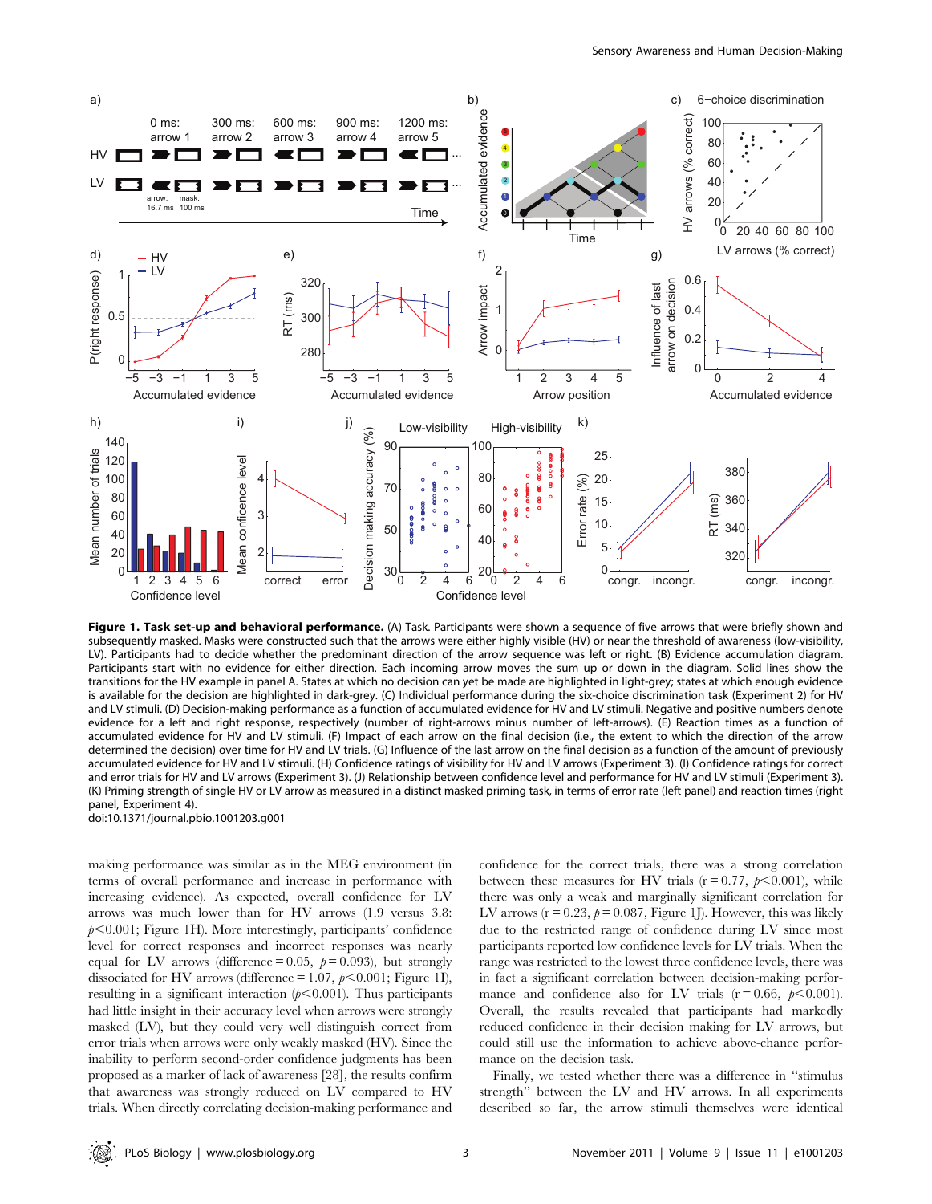**Figure 1. Task set-up and behavioral performance.** (A) Task. Participants were shown a sequence of five arrows that were briefly shown and subsequently masked. Masks were constructed such that the arrows were either highly visible (HV) or near the threshold of awareness (low-visibility, LV). Participants had to decide whether the predominant direction of the arrow sequence was left or right. (B) Evidence accumulation diagram. Participants start with no evidence for either direction. Each incoming arrow moves the sum up or down in the diagram. Solid lines show the transitions for the HV example in panel A. States at which no decision can yet be made are highlighted in light-grey; states at which enough evidence is available for the decision are highlighted in dark-grey. (C) Individual performance during the six-choice discrimination task (Experiment 2) for HV and LV stimuli. (D) Decision-making performance as a function of accumulated evidence for HV and LV stimuli. Negative and positive numbers denote evidence for a left and right response, respectively (number of right-arrows minus number of left-arrows). (E) Reaction times as a function of accumulated evidence for HV and LV stimuli. (F) Impact of each arrow on the final decision (i.e., the extent to which the direction of the arrow determined the decision) over time for HV and LV trials. (G) Influence of the last arrow on the final decision as a function of the amount of previously accumulated evidence for HV and LV stimuli. (H) Confidence ratings of visibility for HV and LV arrows (Experiment 3). (I) Confidence ratings for correct and error trials for HV and LV arrows (Experiment 3). (J) Relationship between confidence level and performance for HV and LV stimuli (Experiment 3). (K) Priming strength of single HV or LV arrow as measured in a distinct masked priming task, in terms of error rate (left panel) and reaction times (right panel, Experiment 4).
doi:10.1371/journal.pbio.1001203.g001

making performance was similar as in the MEG environment (in terms of overall performance and increase in performance with increasing evidence). As expected, overall confidence for LV arrows was much lower than for HV arrows (1.9 versus 3.8: $p<0.001$; Figure 1H). More interestingly, participants' confidence level for correct responses and incorrect responses was nearly equal for LV arrows (difference = 0.05, $p = 0.093$), but strongly dissociated for HV arrows (difference = 1.07, $p<0.001$; Figure 1I), resulting in a significant interaction ($p<0.001$). Thus participants had little insight in their accuracy level when arrows were strongly masked (LV), but they could very well distinguish correct from error trials when arrows were only weakly masked (HV). Since the inability to perform second-order confidence judgments has been proposed as a marker of lack of awareness [28], the results confirm that awareness was strongly reduced on LV compared to HV trials. When directly correlating decision-making performance and confidence for the correct trials, there was a strong correlation between these measures for HV trials ($r = 0.77$, $p<0.001$), while there was only a weak and marginally significant correlation for LV arrows ($r = 0.23$, $p = 0.087$, Figure 1J). However, this was likely due to the restricted range of confidence during LV since most participants reported low confidence levels for LV trials. When the range was restricted to the lowest three confidence levels, there was in fact a significant correlation between decision-making performance and confidence also for LV trials ($r = 0.66$, $p<0.001$). Overall, the results revealed that participants had markedly reduced confidence in their decision making for LV arrows, but could still use the information to achieve above-chance performance on the decision task.

Finally, we tested whether there was a difference in "stimulus strength" between the LV and HV arrows. In all experiments described so far, the arrow stimuli themselves were identical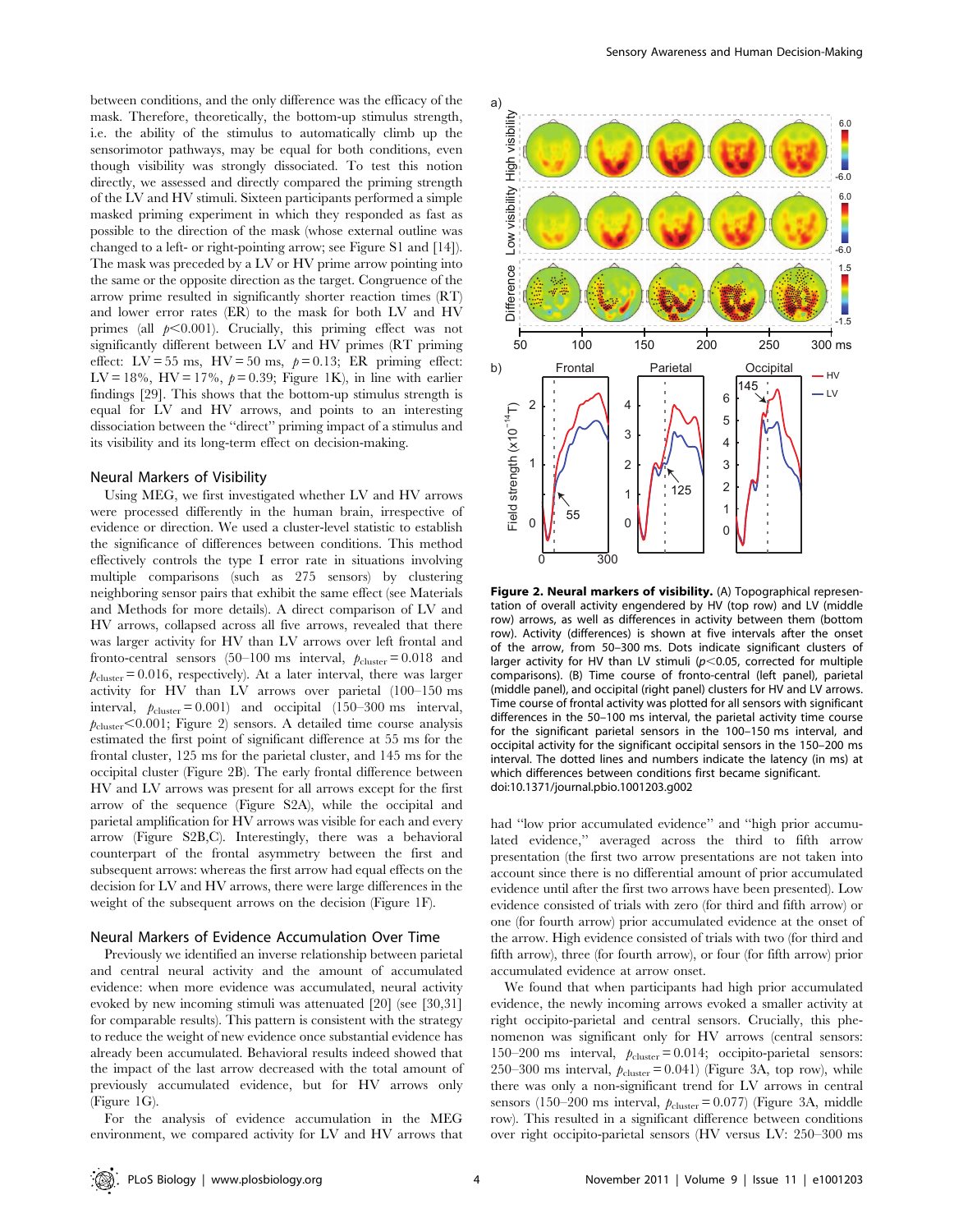between conditions, and the only difference was the efficacy of the mask. Therefore, theoretically, the bottom-up stimulus strength, i.e. the ability of the stimulus to automatically climb up the sensorimotor pathways, may be equal for both conditions, even though visibility was strongly dissociated. To test this notion directly, we assessed and directly compared the priming strength of the LV and HV stimuli. Sixteen participants performed a simple masked priming experiment in which they responded as fast as possible to the direction of the mask (whose external outline was changed to a left- or right-pointing arrow; see Figure S1 and [14]). The mask was preceded by a LV or HV prime arrow pointing into the same or the opposite direction as the target. Congruence of the arrow prime resulted in significantly shorter reaction times (RT) and lower error rates (ER) to the mask for both LV and HV primes (all $p<0.001$). Crucially, this priming effect was not significantly different between LV and HV primes (RT priming effect: LV = 55 ms, HV = 50 ms, $p = 0.13$; ER priming effect: LV = 18%, HV = 17%, $p = 0.39$; Figure 1K), in line with earlier findings [29]. This shows that the bottom-up stimulus strength is equal for LV and HV arrows, and points to an interesting dissociation between the "direct" priming impact of a stimulus and its visibility and its long-term effect on decision-making.

## Neural Markers of Visibility

Using MEG, we first investigated whether LV and HV arrows were processed differently in the human brain, irrespective of evidence or direction. We used a cluster-level statistic to establish the significance of differences between conditions. This method effectively controls the type I error rate in situations involving multiple comparisons (such as 275 sensors) by clustering neighboring sensor pairs that exhibit the same effect (see Materials and Methods for more details). A direct comparison of LV and HV arrows, collapsed across all five arrows, revealed that there was larger activity for HV than LV arrows over left frontal and fronto-central sensors (50–100 ms interval, $p_{cluster} = 0.018$ and $p_{cluster} = 0.016$, respectively). At a later interval, there was larger activity for HV than LV arrows over parietal (100–150 ms interval, $p_{cluster} = 0.001$) and occipital (150–300 ms interval, $p_{cluster} < 0.001$; Figure 2) sensors. A detailed time course analysis estimated the first point of significant difference at 55 ms for the frontal cluster, 125 ms for the parietal cluster, and 145 ms for the occipital cluster (Figure 2B). The early frontal difference between HV and LV arrows was present for all arrows except for the first arrow of the sequence (Figure S2A), while the occipital and parietal amplification for HV arrows was visible for each and every arrow (Figure S2B,C). Interestingly, there was a behavioral counterpart of the frontal asymmetry between the first and subsequent arrows: whereas the first arrow had equal effects on the decision for LV and HV arrows, there were large differences in the weight of the subsequent arrows on the decision (Figure 1F).

**Figure 2. Neural markers of visibility.** (A) Topographical representation of overall activity engendered by HV (top row) and LV (middle row) arrows, as well as differences in activity between them (bottom row). Activity (differences) is shown at five intervals after the onset of the arrow, from 50–300 ms. Dots indicate significant clusters of larger activity for HV than LV stimuli ($p<0.05$, corrected for multiple comparisons). (B) Time course of fronto-central (left panel), parietal (middle panel), and occipital (right panel) clusters for HV and LV arrows. Time course of frontal activity was plotted for all sensors with significant differences in the 50–100 ms interval, the parietal activity time course for the significant parietal sensors in the 100–150 ms interval, and occipital activity for the significant occipital sensors in the 150–200 ms interval. The dotted lines and numbers indicate the latency (in ms) at which differences between conditions first became significant.
doi:10.1371/journal.pbio.1001203.g002

## Neural Markers of Evidence Accumulation Over Time

Previously we identified an inverse relationship between parietal and central neural activity and the amount of accumulated evidence: when more evidence was accumulated, neural activity evoked by new incoming stimuli was attenuated [20] (see [30,31] for comparable results). This pattern is consistent with the strategy to reduce the weight of new evidence once substantial evidence has already been accumulated. Behavioral results indeed showed that the impact of the last arrow decreased with the total amount of previously accumulated evidence, but for HV arrows only (Figure 1G).

For the analysis of evidence accumulation in the MEG environment, we compared activity for LV and HV arrows that had "low prior accumulated evidence" and "high prior accumulated evidence," averaged across the third to fifth arrow presentation (the first two arrow presentations are not taken into account since there is no differential amount of prior accumulated evidence until after the first two arrows have been presented). Low evidence consisted of trials with zero (for third and fifth arrow) or one (for fourth arrow) prior accumulated evidence at the onset of the arrow. High evidence consisted of trials with two (for third and fifth arrow), three (for fourth arrow), or four (for fifth arrow) prior accumulated evidence at arrow onset.

We found that when participants had high prior accumulated evidence, the newly incoming arrows evoked a smaller activity at right occipito-parietal and central sensors. Crucially, this phenomenon was significant only for HV arrows (central sensors: 150–200 ms interval, $p_{cluster} = 0.014$; occipito-parietal sensors: 250–300 ms interval, $p_{cluster} = 0.041$) (Figure 3A, top row), while there was only a non-significant trend for LV arrows in central sensors (150–200 ms interval, $p_{cluster} = 0.077$) (Figure 3A, middle row). This resulted in a significant difference between conditions over right occipito-parietal sensors (HV versus LV: 250–300 ms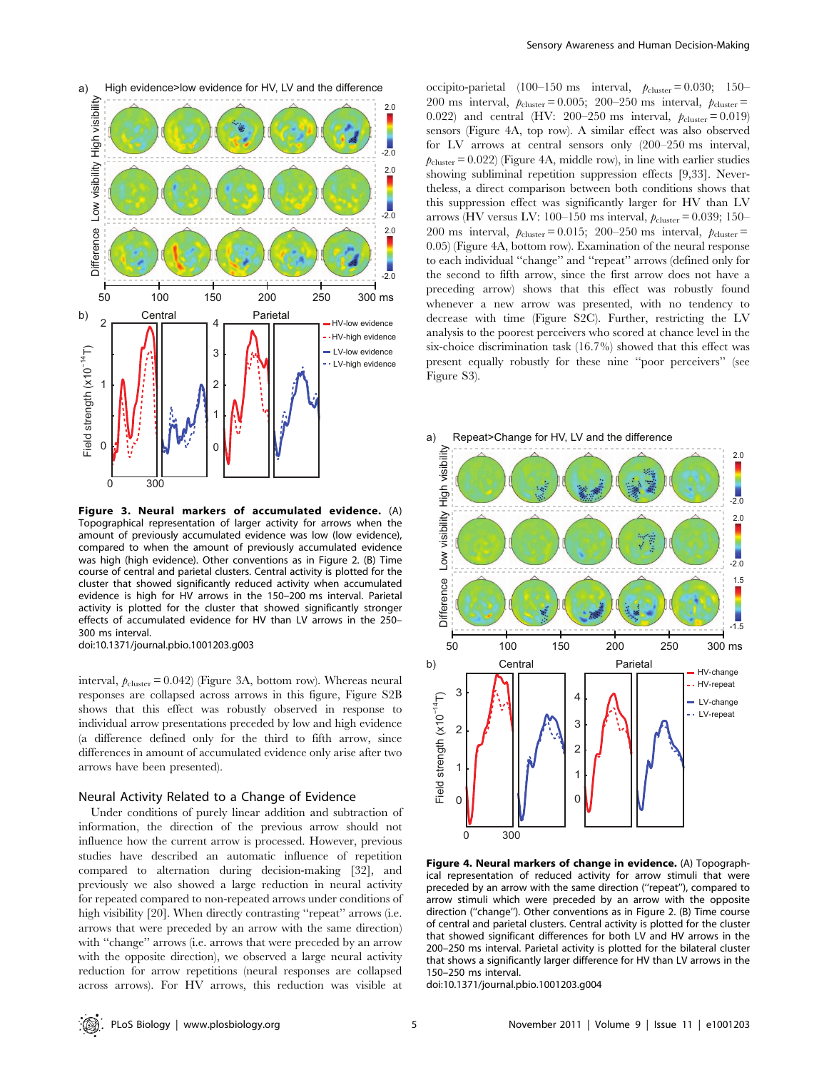**Figure 3. Neural markers of accumulated evidence.** (A) Topographical representation of larger activity for arrows when the amount of previously accumulated evidence was low (low evidence), compared to when the amount of previously accumulated evidence was high (high evidence). Other conventions as in Figure 2. (B) Time course of central and parietal clusters. Central activity is plotted for the cluster that showed significantly reduced activity when accumulated evidence is high for HV arrows in the 150–200 ms interval. Parietal activity is plotted for the cluster that showed significantly stronger effects of accumulated evidence for HV than LV arrows in the 250–300 ms interval.
doi:10.1371/journal.pbio.1001203.g003

interval, $p_{cluster} = 0.042$) (Figure 3A, bottom row). Whereas neural responses are collapsed across arrows in this figure, Figure S2B shows that this effect was robustly observed in response to individual arrow presentations preceded by low and high evidence (a difference defined only for the third to fifth arrow, since differences in amount of accumulated evidence only arise after two arrows have been presented).

## Neural Activity Related to a Change of Evidence

Under conditions of purely linear addition and subtraction of information, the direction of the previous arrow should not influence how the current arrow is processed. However, previous studies have described an automatic influence of repetition compared to alternation during decision-making [32], and previously we also showed a large reduction in neural activity for repeated compared to non-repeated arrows under conditions of high visibility [20]. When directly contrasting "repeat" arrows (i.e. arrows that were preceded by an arrow with the same direction) with "change" arrows (i.e. arrows that were preceded by an arrow with the opposite direction), we observed a large neural activity reduction for arrow repetitions (neural responses are collapsed across arrows). For HV arrows, this reduction was visible at occipito-parietal (100–150 ms interval, $p_{cluster} = 0.030$; 150–200 ms interval, $p_{cluster} = 0.005$; 200–250 ms interval, $p_{cluster} = 0.022$) and central (HV: 200–250 ms interval, $p_{cluster} = 0.019$) sensors (Figure 4A, top row). A similar effect was also observed for LV arrows at central sensors only (200–250 ms interval, $p_{cluster} = 0.022$) (Figure 4A, middle row), in line with earlier studies showing subliminal repetition suppression effects [9,33]. Nevertheless, a direct comparison between both conditions shows that this suppression effect was significantly larger for HV than LV arrows (HV versus LV: 100–150 ms interval, $p_{cluster} = 0.039$; 150–200 ms interval, $p_{cluster} = 0.015$; 200–250 ms interval, $p_{cluster} = 0.05$) (Figure 4A, bottom row). Examination of the neural response to each individual "change" and "repeat" arrows (defined only for the second to fifth arrow, since the first arrow does not have a preceding arrow) shows that this effect was robustly found whenever a new arrow was presented, with no tendency to decrease with time (Figure S2C). Further, restricting the LV analysis to the poorest perceivers who scored at chance level in the six-choice discrimination task (16.7%) showed that this effect was present equally robustly for these nine "poor perceivers" (see Figure S3).

**Figure 4. Neural markers of change in evidence.** (A) Topographical representation of reduced activity for arrow stimuli that were preceded by an arrow with the same direction ("repeat"), compared to arrow stimuli which were preceded by an arrow with the opposite direction ("change"). Other conventions as in Figure 2. (B) Time course of central and parietal clusters. Central activity is plotted for the cluster that showed significant differences for both LV and HV arrows in the 200–250 ms interval. Parietal activity is plotted for the bilateral cluster that shows a significantly larger difference for HV than LV arrows in the 150–250 ms interval.
doi:10.1371/journal.pbio.1001203.g004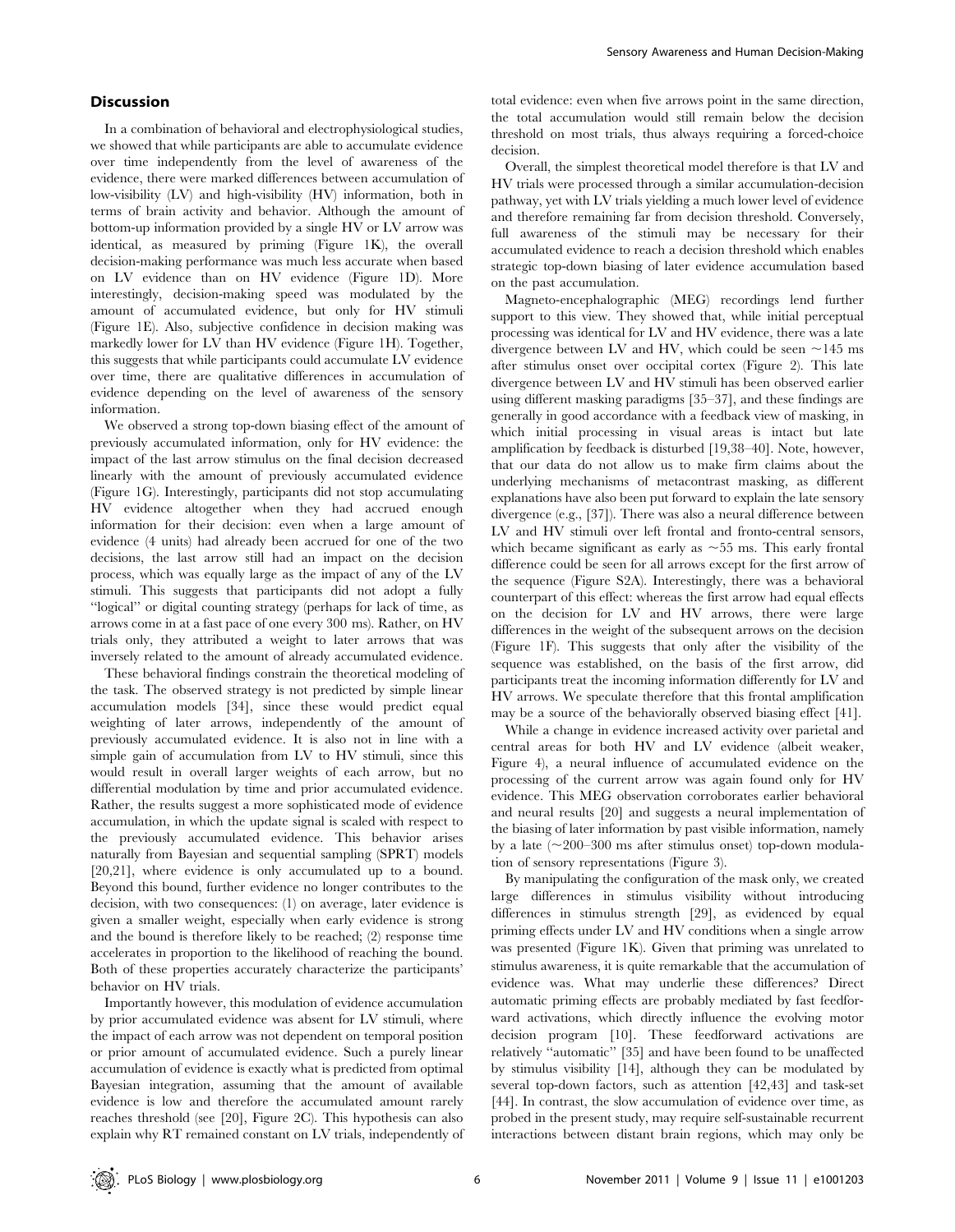## Discussion

In a combination of behavioral and electrophysiological studies, we showed that while participants are able to accumulate evidence over time independently from the level of awareness of the evidence, there were marked differences between accumulation of low-visibility (LV) and high-visibility (HV) information, both in terms of brain activity and behavior. Although the amount of bottom-up information provided by a single HV or LV arrow was identical, as measured by priming (Figure 1K), the overall decision-making performance was much less accurate when based on LV evidence than on HV evidence (Figure 1D). More interestingly, decision-making speed was modulated by the amount of accumulated evidence, but only for HV stimuli (Figure 1E). Also, subjective confidence in decision making was markedly lower for LV than HV evidence (Figure 1H). Together, this suggests that while participants could accumulate LV evidence over time, there are qualitative differences in accumulation of evidence depending on the level of awareness of the sensory information.

We observed a strong top-down biasing effect of the amount of previously accumulated information, only for HV evidence: the impact of the last arrow stimulus on the final decision decreased linearly with the amount of previously accumulated evidence (Figure 1G). Interestingly, participants did not stop accumulating HV evidence altogether when they had accrued enough information for their decision: even when a large amount of evidence (4 units) had already been accrued for one of the two decisions, the last arrow still had an impact on the decision process, which was equally large as the impact of any of the LV stimuli. This suggests that participants did not adopt a fully "logical" or digital counting strategy (perhaps for lack of time, as arrows come in at a fast pace of one every 300 ms). Rather, on HV trials only, they attributed a weight to later arrows that was inversely related to the amount of already accumulated evidence.

These behavioral findings constrain the theoretical modeling of the task. The observed strategy is not predicted by simple linear accumulation models [34], since these would predict equal weighting of later arrows, independently of the amount of previously accumulated evidence. It is also not in line with a simple gain of accumulation from LV to HV stimuli, since this would result in overall larger weights of each arrow, but no differential modulation by time and prior accumulated evidence. Rather, the results suggest a more sophisticated mode of evidence accumulation, in which the update signal is scaled with respect to the previously accumulated evidence. This behavior arises naturally from Bayesian and sequential sampling (SPRT) models [20,21], where evidence is only accumulated up to a bound. Beyond this bound, further evidence no longer contributes to the decision, with two consequences: (1) on average, later evidence is given a smaller weight, especially when early evidence is strong and the bound is therefore likely to be reached; (2) response time accelerates in proportion to the likelihood of reaching the bound. Both of these properties accurately characterize the participants' behavior on HV trials.

Importantly however, this modulation of evidence accumulation by prior accumulated evidence was absent for LV stimuli, where the impact of each arrow was not dependent on temporal position or prior amount of accumulated evidence. Such a purely linear accumulation of evidence is exactly what is predicted from optimal Bayesian integration, assuming that the amount of available evidence is low and therefore the accumulated amount rarely reaches threshold (see [20], Figure 2C). This hypothesis can also explain why RT remained constant on LV trials, independently of total evidence: even when five arrows point in the same direction, the total accumulation would still remain below the decision threshold on most trials, thus always requiring a forced-choice decision.

Overall, the simplest theoretical model therefore is that LV and HV trials were processed through a similar accumulation-decision pathway, yet with LV trials yielding a much lower level of evidence and therefore remaining far from decision threshold. Conversely, full awareness of the stimuli may be necessary for their accumulated evidence to reach a decision threshold which enables strategic top-down biasing of later evidence accumulation based on the past accumulation.

Magneto-encephalographic (MEG) recordings lend further support to this view. They showed that, while initial perceptual processing was identical for LV and HV evidence, there was a late divergence between LV and HV, which could be seen $\sim$145 ms after stimulus onset over occipital cortex (Figure 2). This late divergence between LV and HV stimuli has been observed earlier using different masking paradigms [35–37], and these findings are generally in good accordance with a feedback view of masking, in which initial processing in visual areas is intact but late amplification by feedback is disturbed [19,38–40]. Note, however, that our data do not allow us to make firm claims about the underlying mechanisms of metacontrast masking, as different explanations have also been put forward to explain the late sensory divergence (e.g., [37]). There was also a neural difference between LV and HV stimuli over left frontal and fronto-central sensors, which became significant as early as $\sim$55 ms. This early frontal difference could be seen for all arrows except for the first arrow of the sequence (Figure S2A). Interestingly, there was a behavioral counterpart of this effect: whereas the first arrow had equal effects on the decision for LV and HV arrows, there were large differences in the weight of the subsequent arrows on the decision (Figure 1F). This suggests that only after the visibility of the sequence was established, on the basis of the first arrow, did participants treat the incoming information differently for LV and HV arrows. We speculate therefore that this frontal amplification may be a source of the behaviorally observed biasing effect [41].

While a change in evidence increased activity over parietal and central areas for both HV and LV evidence (albeit weaker, Figure 4), a neural influence of accumulated evidence on the processing of the current arrow was again found only for HV evidence. This MEG observation corroborates earlier behavioral and neural results [20] and suggests a neural implementation of the biasing of later information by past visible information, namely by a late ($\sim$200–300 ms after stimulus onset) top-down modulation of sensory representations (Figure 3).

By manipulating the configuration of the mask only, we created large differences in stimulus visibility without introducing differences in stimulus strength [29], as evidenced by equal priming effects under LV and HV conditions when a single arrow was presented (Figure 1K). Given that priming was unrelated to stimulus awareness, it is quite remarkable that the accumulation of evidence was. What may underlie these differences? Direct automatic priming effects are probably mediated by fast feedforward activations, which directly influence the evolving motor decision program [10]. These feedforward activations are relatively "automatic" [35] and have been found to be unaffected by stimulus visibility [14], although they can be modulated by several top-down factors, such as attention [42,43] and task-set [44]. In contrast, the slow accumulation of evidence over time, as probed in the present study, may require self-sustainable recurrent interactions between distant brain regions, which may only be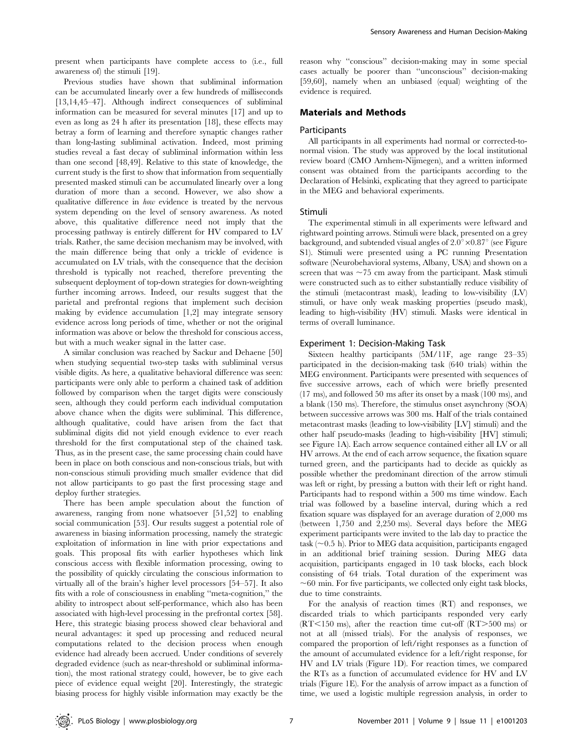present when participants have complete access to (i.e., full awareness of) the stimuli [19].

Previous studies have shown that subliminal information can be accumulated linearly over a few hundreds of milliseconds [13,14,45–47]. Although indirect consequences of subliminal information can be measured for several minutes [17] and up to even as long as 24 h after its presentation [18], these effects may betray a form of learning and therefore synaptic changes rather than long-lasting subliminal activation. Indeed, most priming studies reveal a fast decay of subliminal information within less than one second [48,49]. Relative to this state of knowledge, the current study is the first to show that information from sequentially presented masked stimuli can be accumulated linearly over a long duration of more than a second. However, we also show a qualitative difference in *how* evidence is treated by the nervous system depending on the level of sensory awareness. As noted above, this qualitative difference need not imply that the processing pathway is entirely different for HV compared to LV trials. Rather, the same decision mechanism may be involved, with the main difference being that only a trickle of evidence is accumulated on LV trials, with the consequence that the decision threshold is typically not reached, therefore preventing the subsequent deployment of top-down strategies for down-weighting further incoming arrows. Indeed, our results suggest that the parietal and prefrontal regions that implement such decision making by evidence accumulation [1,2] may integrate sensory evidence across long periods of time, whether or not the original information was above or below the threshold for conscious access, but with a much weaker signal in the latter case.

A similar conclusion was reached by Sackur and Dehaene [50] when studying sequential two-step tasks with subliminal versus visible digits. As here, a qualitative behavioral difference was seen: participants were only able to perform a chained task of addition followed by comparison when the target digits were consciously seen, although they could perform each individual computation above chance when the digits were subliminal. This difference, although qualitative, could have arisen from the fact that subliminal digits did not yield enough evidence to ever reach threshold for the first computational step of the chained task. Thus, as in the present case, the same processing chain could have been in place on both conscious and non-conscious trials, but with non-conscious stimuli providing much smaller evidence that did not allow participants to go past the first processing stage and deploy further strategies.

There has been ample speculation about the function of awareness, ranging from none whatsoever [51,52] to enabling social communication [53]. Our results suggest a potential role of awareness in biasing information processing, namely the strategic exploitation of information in line with prior expectations and goals. This proposal fits with earlier hypotheses which link conscious access with flexible information processing, owing to the possibility of quickly circulating the conscious information to virtually all of the brain's higher level processors [54–57]. It also fits with a role of consciousness in enabling "meta-cognition," the ability to introspect about self-performance, which also has been associated with high-level processing in the prefrontal cortex [58]. Here, this strategic biasing process showed clear behavioral and neural advantages: it sped up processing and reduced neural computations related to the decision process when enough evidence had already been accrued. Under conditions of severely degraded evidence (such as near-threshold or subliminal information), the most rational strategy could, however, be to give each piece of evidence equal weight [20]. Interestingly, the strategic biasing process for highly visible information may exactly be the reason why "conscious" decision-making may in some special cases actually be poorer than "unconscious" decision-making [59,60], namely when an unbiased (equal) weighting of the evidence is required.

## Materials and Methods

### Participants

All participants in all experiments had normal or corrected-to-normal vision. The study was approved by the local institutional review board (CMO Arnhem-Nijmegen), and a written informed consent was obtained from the participants according to the Declaration of Helsinki, explicating that they agreed to participate in the MEG and behavioral experiments.

### Stimuli

The experimental stimuli in all experiments were leftward and rightward pointing arrows. Stimuli were black, presented on a grey background, and subtended visual angles of $2.0^\circ \times 0.87^\circ$ (see Figure S1). Stimuli were presented using a PC running Presentation software (Neurobehavioral systems, Albany, USA) and shown on a screen that was ~75 cm away from the participant. Mask stimuli were constructed such as to either substantially reduce visibility of the stimuli (metacontrast mask), leading to low-visibility (LV) stimuli, or have only weak masking properties (pseudo mask), leading to high-visibility (HV) stimuli. Masks were identical in terms of overall luminance.

### Experiment 1: Decision-Making Task

Sixteen healthy participants (5M/11F, age range 23–35) participated in the decision-making task (640 trials) within the MEG environment. Participants were presented with sequences of five successive arrows, each of which were briefly presented (17 ms), and followed 50 ms after its onset by a mask (100 ms), and a blank (150 ms). Therefore, the stimulus onset asynchrony (SOA) between successive arrows was 300 ms. Half of the trials contained metacontrast masks (leading to low-visibility [LV] stimuli) and the other half pseudo-masks (leading to high-visibility [HV] stimuli; see Figure 1A). Each arrow sequence contained either all LV or all HV arrows. At the end of each arrow sequence, the fixation square turned green, and the participants had to decide as quickly as possible whether the predominant direction of the arrow stimuli was left or right, by pressing a button with their left or right hand. Participants had to respond within a 500 ms time window. Each trial was followed by a baseline interval, during which a red fixation square was displayed for an average duration of 2,000 ms (between 1,750 and 2,250 ms). Several days before the MEG experiment participants were invited to the lab day to practice the task (~0.5 h). Prior to MEG data acquisition, participants engaged in an additional brief training session. During MEG data acquisition, participants engaged in 10 task blocks, each block consisting of 64 trials. Total duration of the experiment was ~60 min. For five participants, we collected only eight task blocks, due to time constraints.

For the analysis of reaction times (RT) and responses, we discarded trials to which participants responded very early (RT<150 ms), after the reaction time cut-off (RT>500 ms) or not at all (missed trials). For the analysis of responses, we compared the proportion of left/right responses as a function of the amount of accumulated evidence for a left/right response, for HV and LV trials (Figure 1D). For reaction times, we compared the RTs as a function of accumulated evidence for HV and LV trials (Figure 1E). For the analysis of arrow impact as a function of time, we used a logistic multiple regression analysis, in order to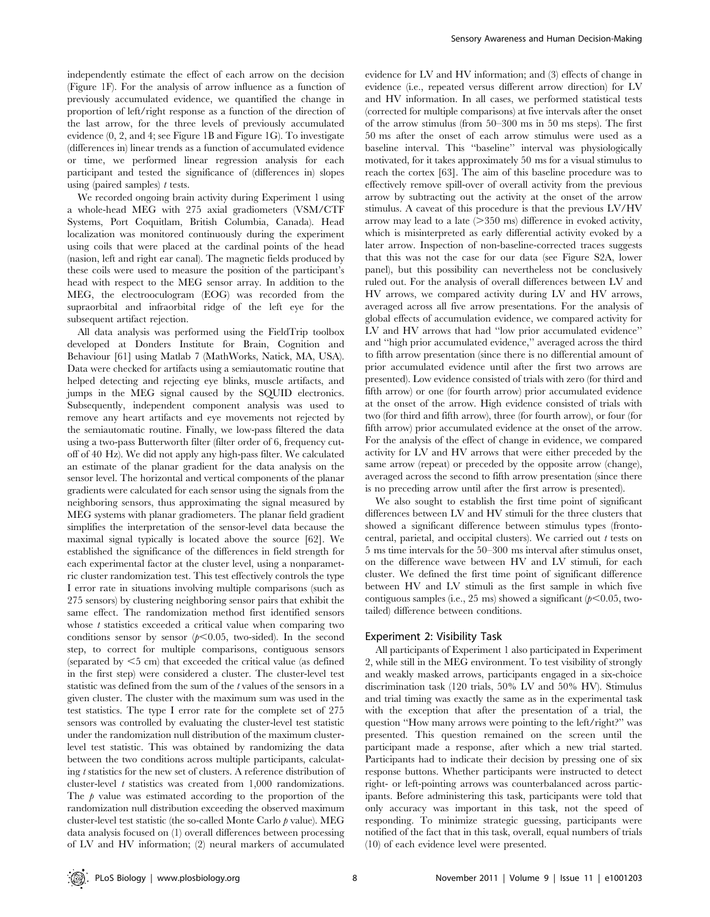independently estimate the effect of each arrow on the decision (Figure 1F). For the analysis of arrow influence as a function of previously accumulated evidence, we quantified the change in proportion of left/right response as a function of the direction of the last arrow, for the three levels of previously accumulated evidence (0, 2, and 4; see Figure 1B and Figure 1G). To investigate (differences in) linear trends as a function of accumulated evidence or time, we performed linear regression analysis for each participant and tested the significance of (differences in) slopes using (paired samples) *t* tests.

We recorded ongoing brain activity during Experiment 1 using a whole-head MEG with 275 axial gradiometers (VSM/CTF Systems, Port Coquitlam, British Columbia, Canada). Head localization was monitored continuously during the experiment using coils that were placed at the cardinal points of the head (nasion, left and right ear canal). The magnetic fields produced by these coils were used to measure the position of the participant's head with respect to the MEG sensor array. In addition to the MEG, the electrooculogram (EOG) was recorded from the supraorbital and infraorbital ridge of the left eye for the subsequent artifact rejection.

All data analysis was performed using the FieldTrip toolbox developed at Donders Institute for Brain, Cognition and Behaviour [61] using Matlab 7 (MathWorks, Natick, MA, USA). Data were checked for artifacts using a semiautomatic routine that helped detecting and rejecting eye blinks, muscle artifacts, and jumps in the MEG signal caused by the SQUID electronics. Subsequently, independent component analysis was used to remove any heart artifacts and eye movements not rejected by the semiautomatic routine. Finally, we low-pass filtered the data using a two-pass Butterworth filter (filter order of 6, frequency cutoff of 40 Hz). We did not apply any high-pass filter. We calculated an estimate of the planar gradient for the data analysis on the sensor level. The horizontal and vertical components of the planar gradients were calculated for each sensor using the signals from the neighboring sensors, thus approximating the signal measured by MEG systems with planar gradiometers. The planar field gradient simplifies the interpretation of the sensor-level data because the maximal signal typically is located above the source [62]. We established the significance of the differences in field strength for each experimental factor at the cluster level, using a nonparametric cluster randomization test. This test effectively controls the type I error rate in situations involving multiple comparisons (such as 275 sensors) by clustering neighboring sensor pairs that exhibit the same effect. The randomization method first identified sensors whose *t* statistics exceeded a critical value when comparing two conditions sensor by sensor ($p<0.05$, two-sided). In the second step, to correct for multiple comparisons, contiguous sensors (separated by $<5$ cm) that exceeded the critical value (as defined in the first step) were considered a cluster. The cluster-level test statistic was defined from the sum of the *t* values of the sensors in a given cluster. The cluster with the maximum sum was used in the test statistics. The type I error rate for the complete set of 275 sensors was controlled by evaluating the cluster-level test statistic under the randomization null distribution of the maximum cluster-level test statistic. This was obtained by randomizing the data between the two conditions across multiple participants, calculating *t* statistics for the new set of clusters. A reference distribution of cluster-level *t* statistics was created from 1,000 randomizations. The *p* value was estimated according to the proportion of the randomization null distribution exceeding the observed maximum cluster-level test statistic (the so-called Monte Carlo *p* value). MEG data analysis focused on (1) overall differences between processing of LV and HV information; (2) neural markers of accumulated evidence for LV and HV information; and (3) effects of change in evidence (i.e., repeated versus different arrow direction) for LV and HV information. In all cases, we performed statistical tests (corrected for multiple comparisons) at five intervals after the onset of the arrow stimulus (from 50–300 ms in 50 ms steps). The first 50 ms after the onset of each arrow stimulus were used as a baseline interval. This "baseline" interval was physiologically motivated, for it takes approximately 50 ms for a visual stimulus to reach the cortex [63]. The aim of this baseline procedure was to effectively remove spill-over of overall activity from the previous arrow by subtracting out the activity at the onset of the arrow stimulus. A caveat of this procedure is that the previous LV/HV arrow may lead to a late ($>350$ ms) difference in evoked activity, which is misinterpreted as early differential activity evoked by a later arrow. Inspection of non-baseline-corrected traces suggests that this was not the case for our data (see Figure S2A, lower panel), but this possibility can nevertheless not be conclusively ruled out. For the analysis of overall differences between LV and HV arrows, we compared activity during LV and HV arrows, averaged across all five arrow presentations. For the analysis of global effects of accumulation evidence, we compared activity for LV and HV arrows that had "low prior accumulated evidence" and "high prior accumulated evidence," averaged across the third to fifth arrow presentation (since there is no differential amount of prior accumulated evidence until after the first two arrows are presented). Low evidence consisted of trials with zero (for third and fifth arrow) or one (for fourth arrow) prior accumulated evidence at the onset of the arrow. High evidence consisted of trials with two (for third and fifth arrow), three (for fourth arrow), or four (for fifth arrow) prior accumulated evidence at the onset of the arrow. For the analysis of the effect of change in evidence, we compared activity for LV and HV arrows that were either preceded by the same arrow (repeat) or preceded by the opposite arrow (change), averaged across the second to fifth arrow presentation (since there is no preceding arrow until after the first arrow is presented).

We also sought to establish the first time point of significant differences between LV and HV stimuli for the three clusters that showed a significant difference between stimulus types (frontocentral, parietal, and occipital clusters). We carried out *t* tests on 5 ms time intervals for the 50–300 ms interval after stimulus onset, on the difference wave between HV and LV stimuli, for each cluster. We defined the first time point of significant difference between HV and LV stimuli as the first sample in which five contiguous samples (i.e., 25 ms) showed a significant ($p<0.05$, two-tailed) difference between conditions.

### Experiment 2: Visibility Task

All participants of Experiment 1 also participated in Experiment 2, while still in the MEG environment. To test visibility of strongly and weakly masked arrows, participants engaged in a six-choice discrimination task (120 trials, 50% LV and 50% HV). Stimulus and trial timing was exactly the same as in the experimental task with the exception that after the presentation of a trial, the question "How many arrows were pointing to the left/right?" was presented. This question remained on the screen until the participant made a response, after which a new trial started. Participants had to indicate their decision by pressing one of six response buttons. Whether participants were instructed to detect right- or left-pointing arrows was counterbalanced across participants. Before administering this task, participants were told that only accuracy was important in this task, not the speed of responding. To minimize strategic guessing, participants were notified of the fact that in this task, overall, equal numbers of trials (10) of each evidence level were presented.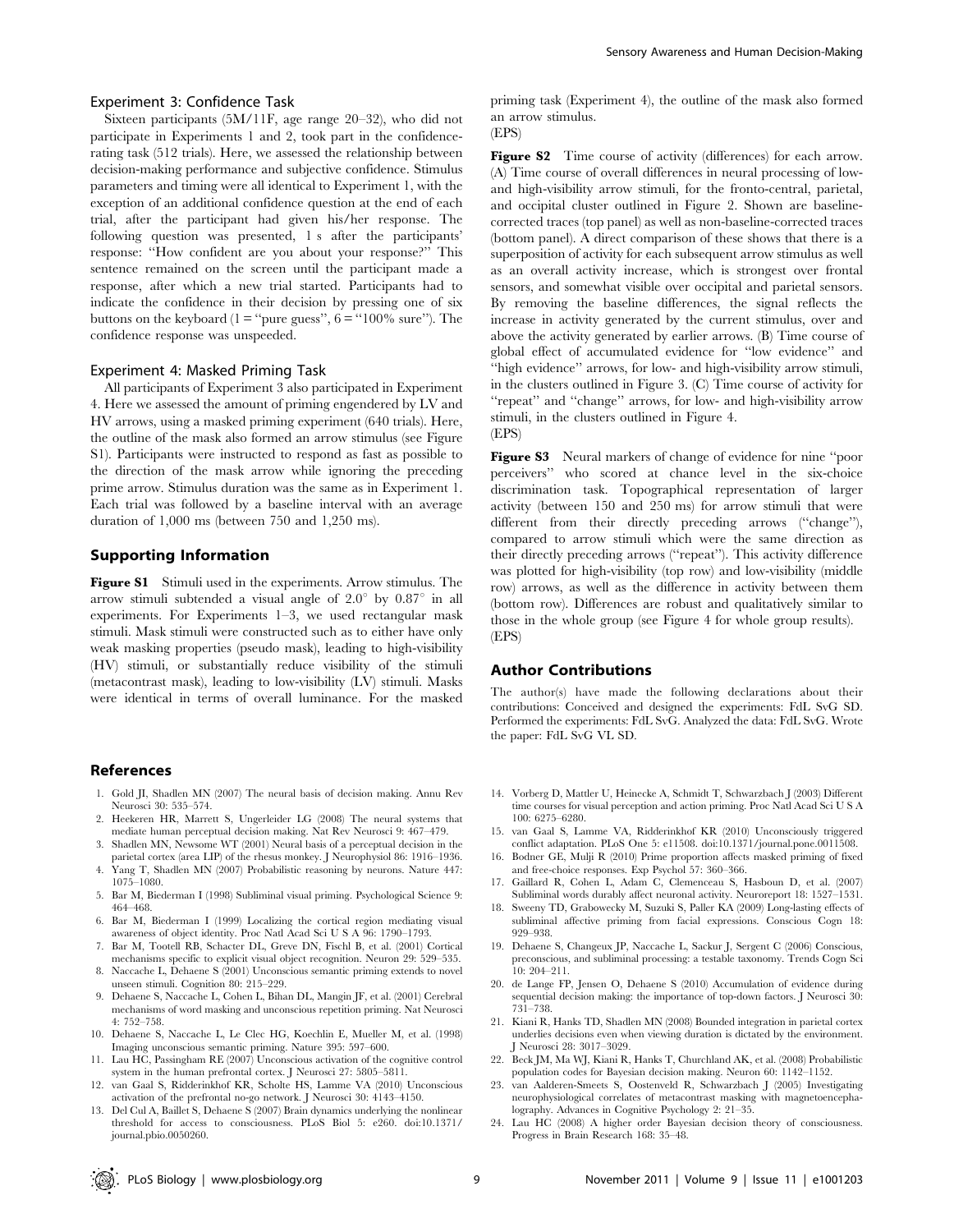### Experiment 3: Confidence Task

Sixteen participants (5M/11F, age range 20–32), who did not participate in Experiments 1 and 2, took part in the confidence-rating task (512 trials). Here, we assessed the relationship between decision-making performance and subjective confidence. Stimulus parameters and timing were all identical to Experiment 1, with the exception of an additional confidence question at the end of each trial, after the participant had given his/her response. The following question was presented, 1 s after the participants' response: "How confident are you about your response?" This sentence remained on the screen until the participant made a response, after which a new trial started. Participants had to indicate the confidence in their decision by pressing one of six buttons on the keyboard (1 = "pure guess", 6 = "100% sure"). The confidence response was unspeeded.

### Experiment 4: Masked Priming Task

All participants of Experiment 3 also participated in Experiment 4. Here we assessed the amount of priming engendered by LV and HV arrows, using a masked priming experiment (640 trials). Here, the outline of the mask also formed an arrow stimulus (see Figure S1). Participants were instructed to respond as fast as possible to the direction of the mask arrow while ignoring the preceding prime arrow. Stimulus duration was the same as in Experiment 1. Each trial was followed by a baseline interval with an average duration of 1,000 ms (between 750 and 1,250 ms).

## Supporting Information

**Figure S1** Stimuli used in the experiments. Arrow stimulus. The arrow stimuli subtended a visual angle of $2.0^\circ$ by $0.87^\circ$ in all experiments. For Experiments 1–3, we used rectangular mask stimuli. Mask stimuli were constructed such as to either have only weak masking properties (pseudo mask), leading to high-visibility (HV) stimuli, or substantially reduce visibility of the stimuli (metacontrast mask), leading to low-visibility (LV) stimuli. Masks were identical in terms of overall luminance. For the masked priming task (Experiment 4), the outline of the mask also formed an arrow stimulus.
(EPS)

**Figure S2** Time course of activity (differences) for each arrow. (A) Time course of overall differences in neural processing of low- and high-visibility arrow stimuli, for the fronto-central, parietal, and occipital cluster outlined in Figure 2. Shown are baseline-corrected traces (top panel) as well as non-baseline-corrected traces (bottom panel). A direct comparison of these shows that there is a superposition of activity for each subsequent arrow stimulus as well as an overall activity increase, which is strongest over frontal sensors, and somewhat visible over occipital and parietal sensors. By removing the baseline differences, the signal reflects the increase in activity generated by the current stimulus, over and above the activity generated by earlier arrows. (B) Time course of global effect of accumulated evidence for "low evidence" and "high evidence" arrows, for low- and high-visibility arrow stimuli, in the clusters outlined in Figure 3. (C) Time course of activity for "repeat" and "change" arrows, for low- and high-visibility arrow stimuli, in the clusters outlined in Figure 4.
(EPS)

**Figure S3** Neural markers of change of evidence for nine "poor perceivers" who scored at chance level in the six-choice discrimination task. Topographical representation of larger activity (between 150 and 250 ms) for arrow stimuli that were different from their directly preceding arrows ("change"), compared to arrow stimuli which were the same direction as their directly preceding arrows ("repeat"). This activity difference was plotted for high-visibility (top row) and low-visibility (middle row) arrows, as well as the difference in activity between them (bottom row). Differences are robust and qualitatively similar to those in the whole group (see Figure 4 for whole group results).
(EPS)

## Author Contributions

The author(s) have made the following declarations about their contributions: Conceived and designed the experiments: FdL SvG SD. Performed the experiments: FdL SvG. Analyzed the data: FdL SvG. Wrote the paper: FdL SvG VL SD.

## References

1. Gold JI, Shadlen MN (2007) The neural basis of decision making. Annu Rev Neurosci 30: 535–574.
2. Heekeren HR, Marrett S, Ungerleider LG (2008) The neural systems that mediate human perceptual decision making. Nat Rev Neurosci 9: 467–479.
3. Shadlen MN, Newsome WT (2001) Neural basis of a perceptual decision in the parietal cortex (area LIP) of the rhesus monkey. J Neurophysiol 86: 1916–1936.
4. Yang T, Shadlen MN (2007) Probabilistic reasoning by neurons. Nature 447: 1075–1080.
5. Bar M, Biederman I (1998) Subliminal visual priming. Psychological Science 9: 464–468.
6. Bar M, Biederman I (1999) Localizing the cortical region mediating visual awareness of object identity. Proc Natl Acad Sci U S A 96: 1790–1793.
7. Bar M, Tootell RB, Schacter DL, Greve DN, Fischl B, et al. (2001) Cortical mechanisms specific to explicit visual object recognition. Neuron 29: 529–535.
8. Naccache L, Dehaene S (2001) Unconscious semantic priming extends to novel unseen stimuli. Cognition 80: 215–229.
9. Dehaene S, Naccache L, Cohen L, Bihan DL, Mangin JF, et al. (2001) Cerebral mechanisms of word masking and unconscious repetition priming. Nat Neurosci 4: 752–758.
10. Dehaene S, Naccache L, Le Clec HG, Koechlin E, Mueller M, et al. (1998) Imaging unconscious semantic priming. Nature 395: 597–600.
11. Lau HC, Passingham RE (2007) Unconscious activation of the cognitive control system in the human prefrontal cortex. J Neurosci 27: 5805–5811.
12. van Gaal S, Ridderinkhof KR, Scholte HS, Lamme VA (2010) Unconscious activation of the prefrontal no-go network. J Neurosci 30: 4143–4150.
13. Del Cul A, Baillet S, Dehaene S (2007) Brain dynamics underlying the nonlinear threshold for access to consciousness. PLoS Biol 5: e260. doi:10.1371/journal.pbio.0050260.
14. Vorberg D, Mattler U, Heinecke A, Schmidt T, Schwarzbach J (2003) Different time courses for visual perception and action priming. Proc Natl Acad Sci U S A 100: 6275–6280.
15. van Gaal S, Lamme VA, Ridderinkhof KR (2010) Unconsciously triggered conflict adaptation. PLoS One 5: e11508. doi:10.1371/journal.pone.0011508.
16. Bodner GE, Mulji R (2010) Prime proportion affects masked priming of fixed and free-choice responses. Exp Psychol 57: 360–366.
17. Gaillard R, Cohen L, Adam C, Clemenceau S, Hasboun D, et al. (2007) Subliminal words durably affect neuronal activity. Neuroreport 18: 1527–1531.
18. Sweeny TD, Grabowecky M, Suzuki S, Paller KA (2009) Long-lasting effects of subliminal affective priming from facial expressions. Conscious Cogn 18: 929–938.
19. Dehaene S, Changeux JP, Naccache L, Sackur J, Sergent C (2006) Conscious, preconscious, and subliminal processing: a testable taxonomy. Trends Cogn Sci 10: 204–211.
20. de Lange FP, Jensen O, Dehaene S (2010) Accumulation of evidence during sequential decision making: the importance of top-down factors. J Neurosci 30: 731–738.
21. Kiani R, Hanks TD, Shadlen MN (2008) Bounded integration in parietal cortex underlies decisions even when viewing duration is dictated by the environment. J Neurosci 28: 3017–3029.
22. Beck JM, Ma WJ, Kiani R, Hanks T, Churchland AK, et al. (2008) Probabilistic population codes for Bayesian decision making. Neuron 60: 1142–1152.
23. van Aalderen-Smeets S, Oostenveld R, Schwarzbach J (2005) Investigating neurophysiological correlates of metacontrast masking with magnetoencephalography. Advances in Cognitive Psychology 2: 21–35.
24. Lau HC (2008) A higher order Bayesian decision theory of consciousness. Progress in Brain Research 168: 35–48.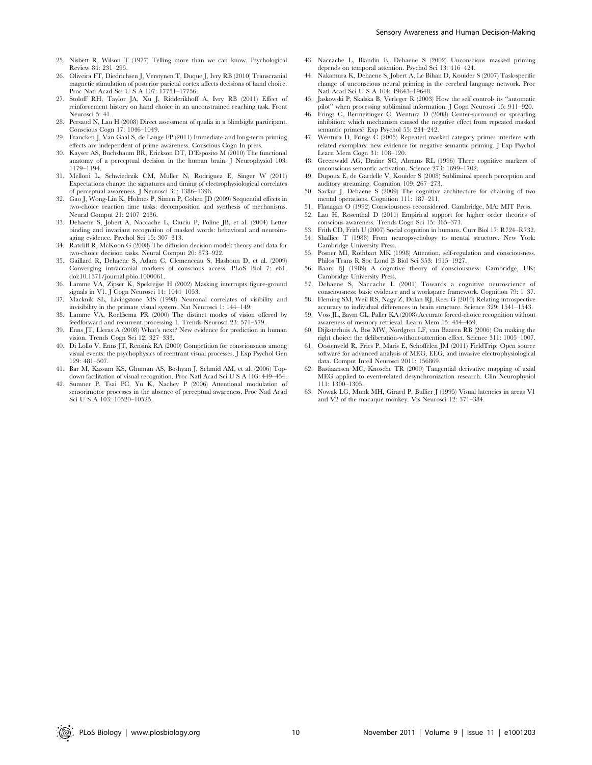25. Nisbett R, Wilson T (1977) Telling more than we can know. Psychological Review 84: 231–295.
26. Oliveira FT, Diedrichsen J, Verstynen T, Duque J, Ivry RB (2010) Transcranial magnetic stimulation of posterior parietal cortex affects decisions of hand choice. Proc Natl Acad Sci U S A 107: 17751–17756.
27. Stoloff RH, Taylor JA, Xu J, Ridderikhoff A, Ivry RB (2011) Effect of reinforcement history on hand choice in an unconstrained reaching task. Front Neurosci 5: 41.
28. Persaud N, Lau H (2008) Direct assessment of qualia in a blindsight participant. Conscious Cogn 17: 1046–1049.
29. Francken J, Van Gaal S, de Lange FP (2011) Immediate and long-term priming effects are independent of prime awareness. Conscious Cogn In press.
30. Kayser AS, Buchsbaum BR, Erickson DT, D'Esposito M (2010) The functional anatomy of a perceptual decision in the human brain. J Neurophysiol 103: 1179–1194.
31. Melloni L, Schwiedrzik CM, Muller N, Rodriguez E, Singer W (2011) Expectations change the signatures and timing of electrophysiological correlates of perceptual awareness. J Neurosci 31: 1386–1396.
32. Gao J, Wong-Lin K, Holmes P, Simen P, Cohen JD (2009) Sequential effects in two-choice reaction time tasks: decomposition and synthesis of mechanisms. Neural Comput 21: 2407–2436.
33. Dehaene S, Jobert A, Naccache L, Ciuciu P, Poline JB, et al. (2004) Letter binding and invariant recognition of masked words: behavioral and neuroimaging evidence. Psychol Sci 15: 307–313.
34. Ratcliff R, McKoon G (2008) The diffusion decision model: theory and data for two-choice decision tasks. Neural Comput 20: 873–922.
35. Gaillard R, Dehaene S, Adam C, Clemenceau S, Hasboun D, et al. (2009) Converging intracranial markers of conscious access. PLoS Biol 7: e61. doi:10.1371/journal.pbio.1000061.
36. Lamme VA, Zipser K, Spekreijse H (2002) Masking interrupts figure-ground signals in V1. J Cogn Neurosci 14: 1044–1053.
37. Macknik SL, Livingstone MS (1998) Neuronal correlates of visibility and invisibility in the primate visual system. Nat Neurosci 1: 144–149.
38. Lamme VA, Roelfsema PR (2000) The distinct modes of vision offered by feedforward and recurrent processing 1. Trends Neurosci 23: 571–579.
39. Enns JT, Lleras A (2008) What's next? New evidence for prediction in human vision. Trends Cogn Sci 12: 327–333.
40. Di Lollo V, Enns JT, Rensink RA (2000) Competition for consciousness among visual events: the psychophysics of reentrant visual processes. J Exp Psychol Gen 129: 481–507.
41. Bar M, Kassam KS, Ghuman AS, Boshyan J, Schmid AM, et al. (2006) Top-down facilitation of visual recognition. Proc Natl Acad Sci U S A 103: 449–454.
42. Sumner P, Tsai PC, Yu K, Nachev P (2006) Attentional modulation of sensorimotor processes in the absence of perceptual awareness. Proc Natl Acad Sci U S A 103: 10520–10525.
43. Naccache L, Blandin E, Dehaene S (2002) Unconscious masked priming depends on temporal attention. Psychol Sci 13: 416–424.
44. Nakamura K, Dehaene S, Jobert A, Le Bihan D, Kouider S (2007) Task-specific change of unconscious neural priming in the cerebral language network. Proc Natl Acad Sci U S A 104: 19643–19648.
45. Jaskowski P, Skalska B, Verleger R (2003) How the self controls its "automatic pilot" when processing subliminal information. J Cogn Neurosci 15: 911–920.
46. Frings C, Bermeitinger C, Wentura D (2008) Center-surround or spreading inhibition: which mechanism caused the negative effect from repeated masked semantic primes? Exp Psychol 55: 234–242.
47. Wentura D, Frings C (2005) Repeated masked category primes interfere with related exemplars: new evidence for negative semantic priming. J Exp Psychol Learn Mem Cogn 31: 108–120.
48. Greenwald AG, Draine SC, Abrams RL (1996) Three cognitive markers of unconscious semantic activation. Science 273: 1699–1702.
49. Dupoux E, de Gardelle V, Kouider S (2008) Subliminal speech perception and auditory streaming. Cognition 109: 267–273.
50. Sackur J, Dehaene S (2009) The cognitive architecture for chaining of two mental operations. Cognition 111: 187–211.
51. Flanagan O (1992) Consciousness reconsidered. Cambridge, MA: MIT Press.
52. Lau H, Rosenthal D (2011) Empirical support for higher-order theories of conscious awareness. Trends Cogn Sci 15: 365–373.
53. Frith CD, Frith U (2007) Social cognition in humans. Curr Biol 17: R724–R732.
54. Shallice T (1988) From neuropsychology to mental structure. New York: Cambridge University Press.
55. Posner MI, Rothbart MK (1998) Attention, self-regulation and consciousness. Philos Trans R Soc Lond B Biol Sci 353: 1915–1927.
56. Baars BJ (1989) A cognitive theory of consciousness. Cambridge, UK: Cambridge University Press.
57. Dehaene S, Naccache L (2001) Towards a cognitive neuroscience of consciousness: basic evidence and a workspace framework. Cognition 79: 1–37.
58. Fleming SM, Weil RS, Nagy Z, Dolan RJ, Rees G (2010) Relating introspective accuracy to individual differences in brain structure. Science 329: 1541–1543.
59. Voss JL, Baym CL, Paller KA (2008) Accurate forced-choice recognition without awareness of memory retrieval. Learn Mem 15: 454–459.
60. Dijksterhuis A, Bos MW, Nordgren LF, van Baaren RB (2006) On making the right choice: the deliberation-without-attention effect. Science 311: 1005–1007.
61. Oostenveld R, Fries P, Maris E, Schoffelen JM (2011) FieldTrip: Open source software for advanced analysis of MEG, EEG, and invasive electrophysiological data. Comput Intell Neurosci 2011: 156869.
62. Bastiaansen MC, Knosche TR (2000) Tangential derivative mapping of axial MEG applied to event-related desynchronization research. Clin Neurophysiol 111: 1300–1305.
63. Nowak LG, Munk MH, Girard P, Bullier J (1995) Visual latencies in areas V1 and V2 of the macaque monkey. Vis Neurosci 12: 371–384.